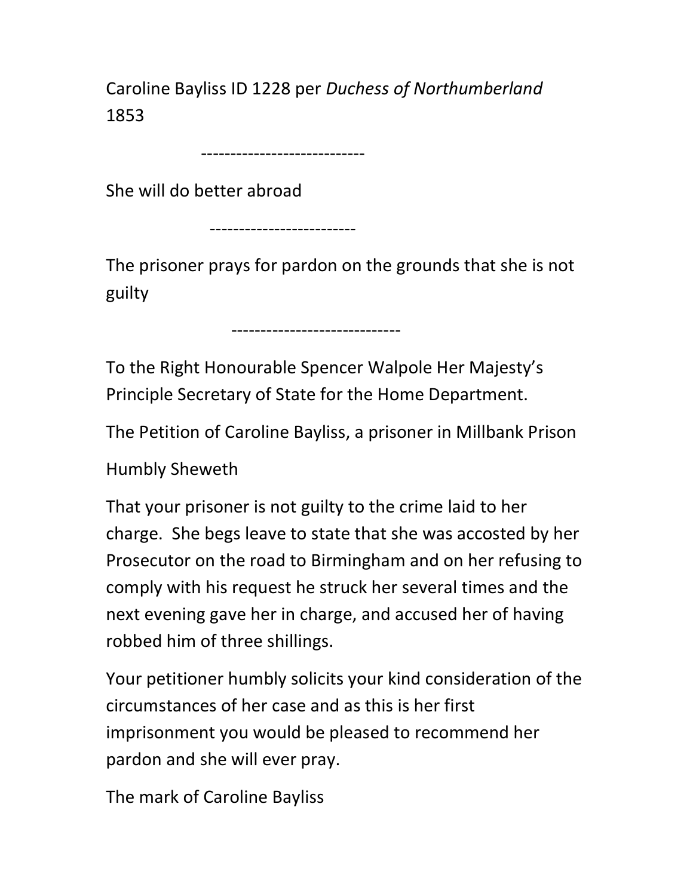Caroline Bayliss ID 1228 per *Duchess of Northumberland* 1853

----------------------------

She will do better abroad

-------------------------

The prisoner prays for pardon on the grounds that she is not guilty

-----------------------------

To the Right Honourable Spencer Walpole Her Majesty's Principle Secretary of State for the Home Department.

The Petition of Caroline Bayliss, a prisoner in Millbank Prison

Humbly Sheweth

That your prisoner is not guilty to the crime laid to her charge. She begs leave to state that she was accosted by her Prosecutor on the road to Birmingham and on her refusing to comply with his request he struck her several times and the next evening gave her in charge, and accused her of having robbed him of three shillings.

Your petitioner humbly solicits your kind consideration of the circumstances of her case and as this is her first imprisonment you would be pleased to recommend her pardon and she will ever pray.

The mark of Caroline Bayliss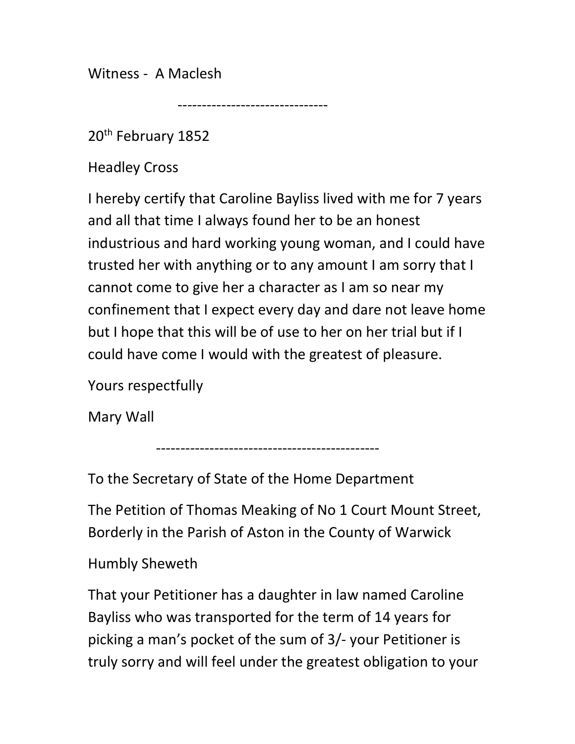Witness - A Maclesh

------------------------------

20th February 1852

Headley Cross

I hereby certify that Caroline Bayliss lived with me for 7 years and all that time I always found her to be an honest industrious and hard working young woman, and I could have trusted her with anything or to any amount I am sorry that I cannot come to give her a character as I am so near my confinement that I expect every day and dare not leave home but I hope that this will be of use to her on her trial but if I could have come I would with the greatest of pleasure.

Yours respectfully

Mary Wall

--------------------------------------------

To the Secretary of State of the Home Department

The Petition of Thomas Meaking of No 1 Court Mount Street, Borderly in the Parish of Aston in the County of Warwick

Humbly Sheweth

That your Petitioner has a daughter in law named Caroline Bayliss who was transported for the term of 14 years for picking a man's pocket of the sum of 3/- your Petitioner is truly sorry and will feel under the greatest obligation to your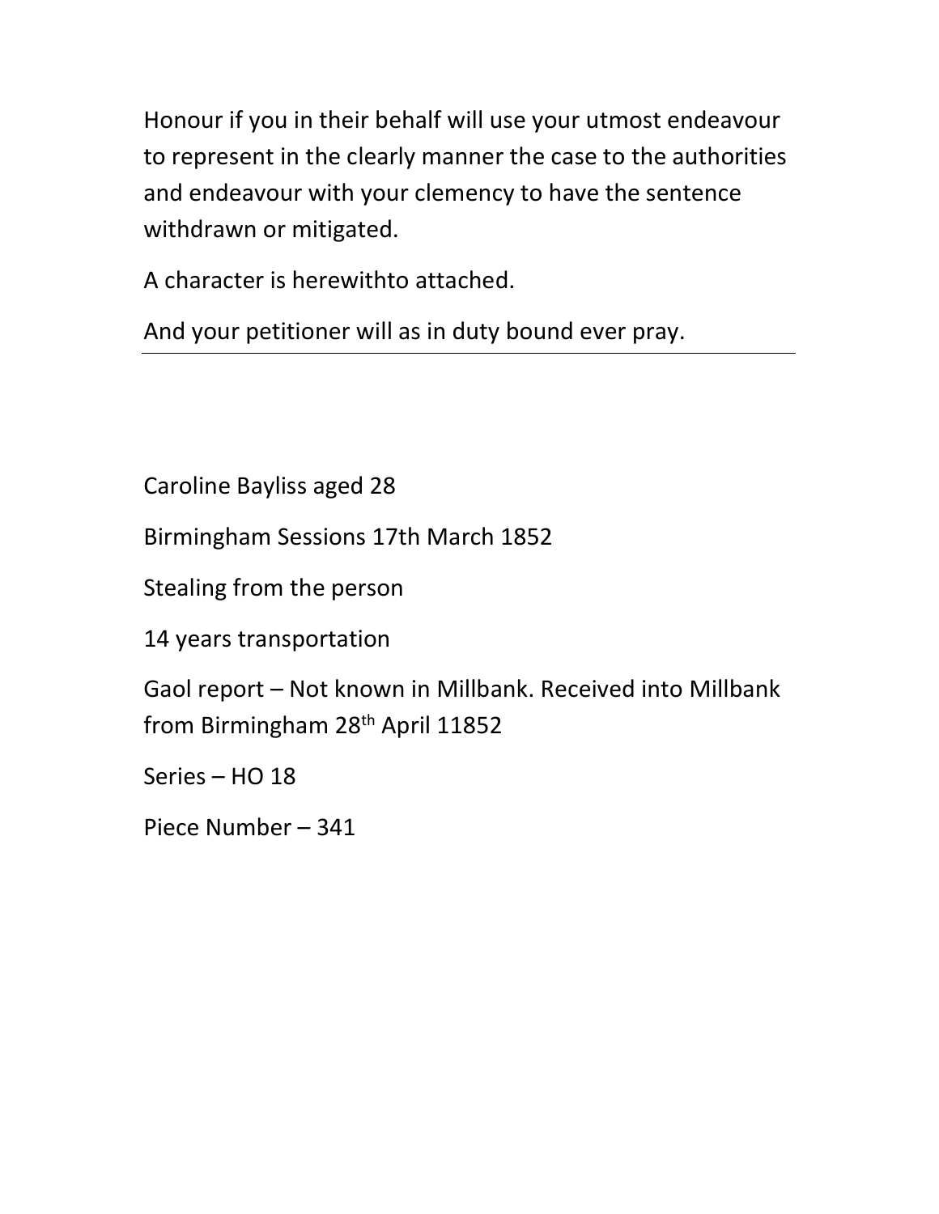Honour if you in their behalf will use your utmost endeavour to represent in the clearly manner the case to the authorities and endeavour with your clemency to have the sentence withdrawn or mitigated.

A character is herewithto attached.

And your petitioner will as in duty bound ever pray.

---

Caroline Bayliss aged 28

Birmingham Sessions 17th March 1852

Stealing from the person

14 years transportation

Gaol report – Not known in Millbank. Received into Millbank from Birmingham 28th April 11852

Series – HO 18

Piece Number – 341